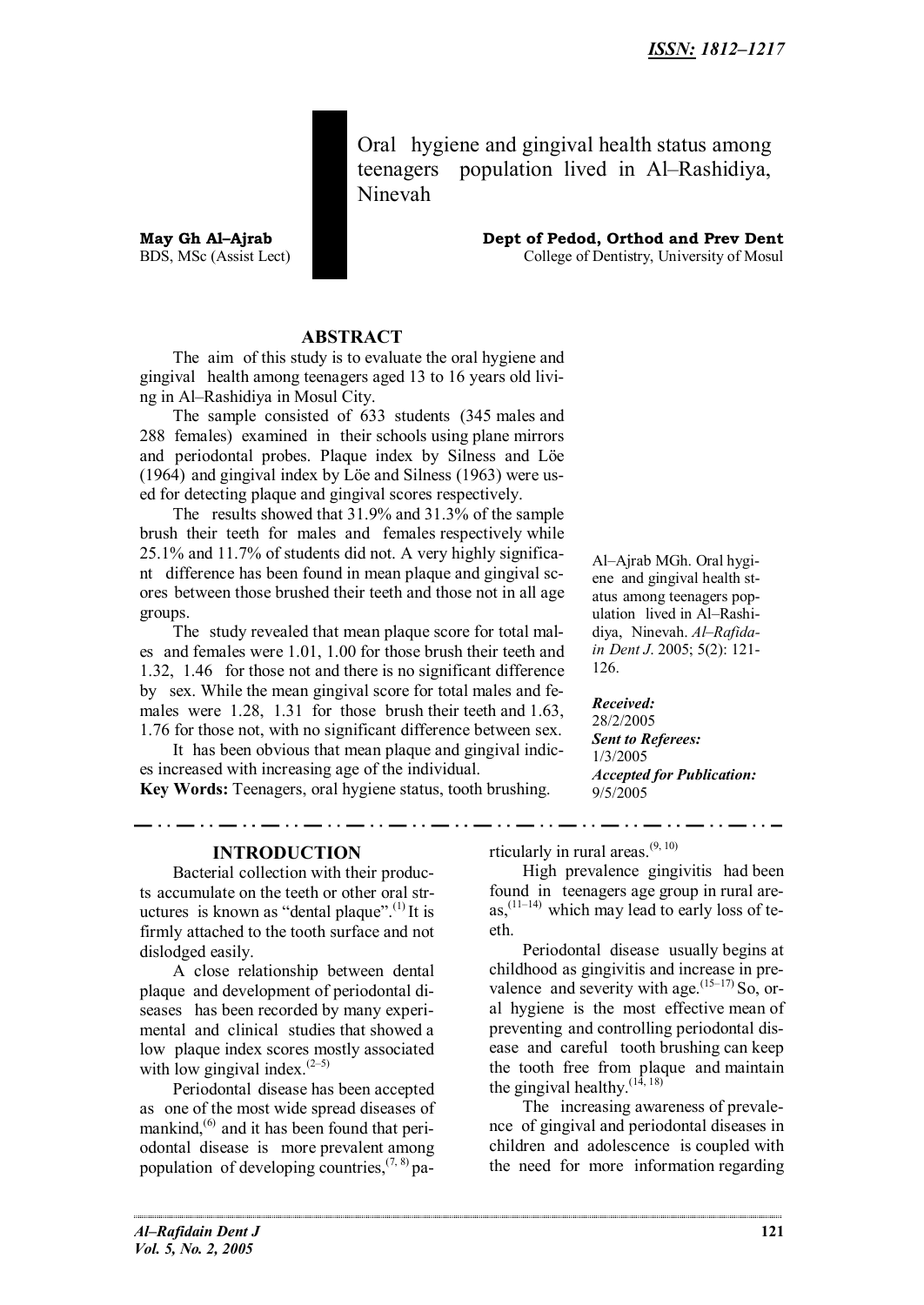ISSN: 1812–1217

# Oral hygiene and gingival health status among teenagers population lived in Al–Rashidiya, Ninevah

**May Gh Al–Ajrab**
BDS, MSc (Assist Lect)

**Dept of Pedod, Orthod and Prev Dent**
College of Dentistry, University of Mosul

## ABSTRACT

The aim of this study is to evaluate the oral hygiene and gingival health among teenagers aged 13 to 16 years old living in Al–Rashidiya in Mosul City.

The sample consisted of 633 students (345 males and 288 females) examined in their schools using plane mirrors and periodontal probes. Plaque index by Silness and Löe (1964) and gingival index by Löe and Silness (1963) were used for detecting plaque and gingival scores respectively.

The results showed that 31.9% and 31.3% of the sample brush their teeth for males and females respectively while 25.1% and 11.7% of students did not. A very highly significant difference has been found in mean plaque and gingival scores between those brushed their teeth and those not in all age groups.

The study revealed that mean plaque score for total males and females were 1.01, 1.00 for those brush their teeth and 1.32, 1.46 for those not and there is no significant difference by sex. While the mean gingival score for total males and females were 1.28, 1.31 for those brush their teeth and 1.63, 1.76 for those not, with no significant difference between sex.

It has been obvious that mean plaque and gingival indices increased with increasing age of the individual.

**Key Words:** Teenagers, oral hygiene status, tooth brushing.

Al–Ajrab MGh. Oral hygiene and gingival health status among teenagers population lived in Al–Rashidiya, Ninevah. *Al–Rafidain Dent J*. 2005; 5(2): 121-126.

***Received:***
28/2/2005
***Sent to Referees:***
1/3/2005
***Accepted for Publication:***
9/5/2005

## INTRODUCTION

Bacterial collection with their products accumulate on the teeth or other oral structures is known as "dental plaque".[1] It is firmly attached to the tooth surface and not dislodged easily.

A close relationship between dental plaque and development of periodontal diseases has been recorded by many experimental and clinical studies that showed a low plaque index scores mostly associated with low gingival index.[2–5]

Periodontal disease has been accepted as one of the most wide spread diseases of mankind,[6] and it has been found that periodontal disease is more prevalent among population of developing countries,[7, 8] particularly in rural areas.[9, 10]

High prevalence gingivitis had been found in teenagers age group in rural areas,[11–14] which may lead to early loss of teeth.

Periodontal disease usually begins at childhood as gingivitis and increase in prevalence and severity with age.[15–17] So, oral hygiene is the most effective mean of preventing and controlling periodontal disease and careful tooth brushing can keep the tooth free from plaque and maintain the gingival healthy.[14, 18]

The increasing awareness of prevalence of gingival and periodontal diseases in children and adolescence is coupled with the need for more information regarding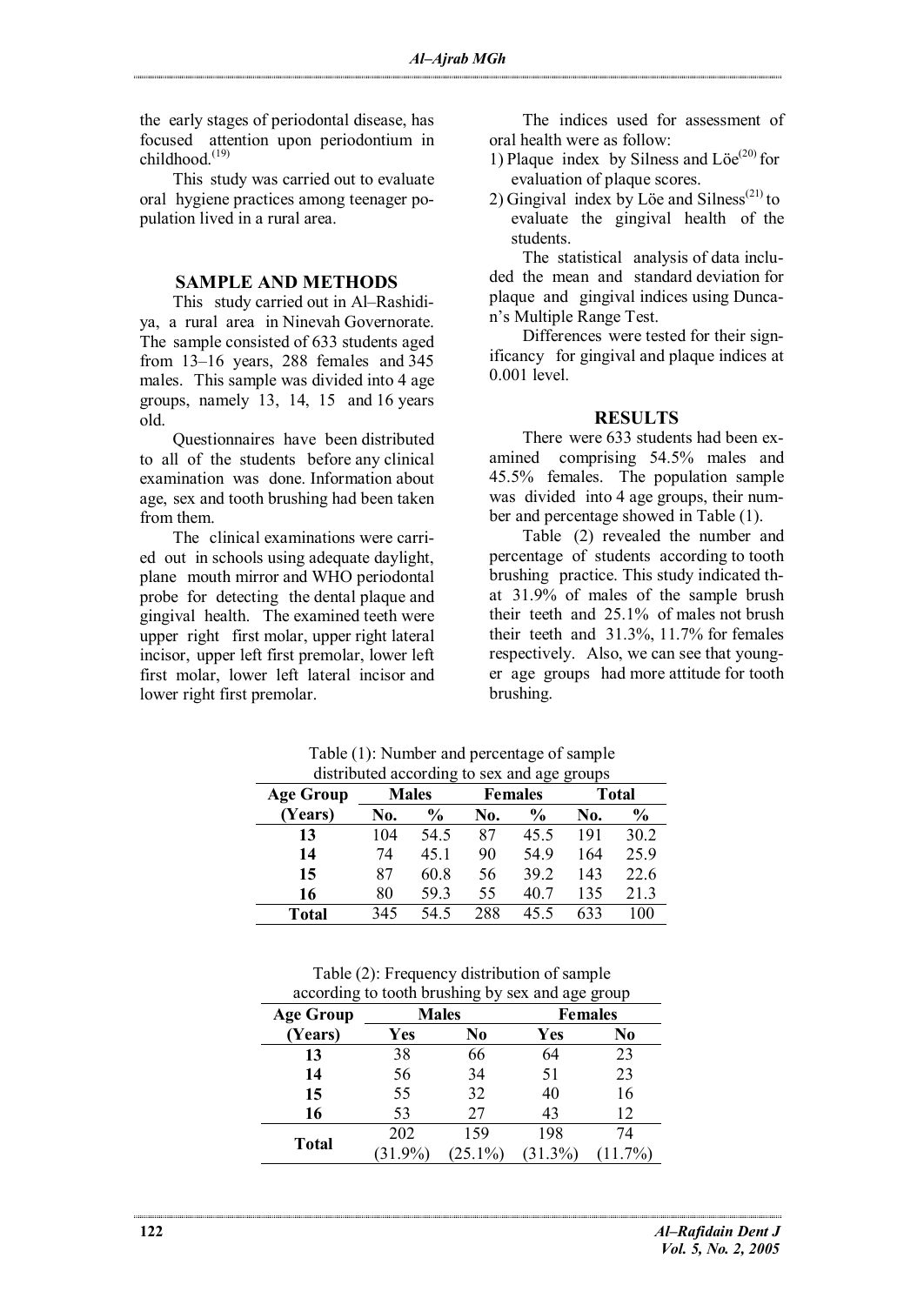the early stages of periodontal disease, has focused attention upon periodontium in childhood.[19]

This study was carried out to evaluate oral hygiene practices among teenager population lived in a rural area.

## SAMPLE AND METHODS

This study carried out in Al–Rashidiya, a rural area in Ninevah Governorate. The sample consisted of 633 students aged from 13–16 years, 288 females and 345 males. This sample was divided into 4 age groups, namely 13, 14, 15 and 16 years old.

Questionnaires have been distributed to all of the students before any clinical examination was done. Information about age, sex and tooth brushing had been taken from them.

The clinical examinations were carried out in schools using adequate daylight, plane mouth mirror and WHO periodontal probe for detecting the dental plaque and gingival health. The examined teeth were upper right first molar, upper right lateral incisor, upper left first premolar, lower left first molar, lower left lateral incisor and lower right first premolar.

The indices used for assessment of oral health were as follow:

1) Plaque index by Silness and Löe[20] for evaluation of plaque scores.
2) Gingival index by Löe and Silness[21] to evaluate the gingival health of the students.

The statistical analysis of data included the mean and standard deviation for plaque and gingival indices using Duncan's Multiple Range Test.

Differences were tested for their significancy for gingival and plaque indices at 0.001 level.

## RESULTS

There were 633 students had been examined comprising 54.5% males and 45.5% females. The population sample was divided into 4 age groups, their number and percentage showed in Table (1).

Table (2) revealed the number and percentage of students according to tooth brushing practice. This study indicated that 31.9% of males of the sample brush their teeth and 25.1% of males not brush their teeth and 31.3%, 11.7% for females respectively. Also, we can see that younger age groups had more attitude for tooth brushing.

Table (1): Number and percentage of sample distributed according to sex and age groups

| Age Group | Males | | Females | | Total | |
|---|---|---|---|---|---|---|
| (Years) | No. | % | No. | % | No. | % |
| 13 | 104 | 54.5 | 87 | 45.5 | 191 | 30.2 |
| 14 | 74 | 45.1 | 90 | 54.9 | 164 | 25.9 |
| 15 | 87 | 60.8 | 56 | 39.2 | 143 | 22.6 |
| 16 | 80 | 59.3 | 55 | 40.7 | 135 | 21.3 |
| Total | 345 | 54.5 | 288 | 45.5 | 633 | 100 |

Table (2): Frequency distribution of sample according to tooth brushing by sex and age group

| Age Group | Males | | Females | |
|---|---|---|---|---|
| (Years) | Yes | No | Yes | No |
| 13 | 38 | 66 | 64 | 23 |
| 14 | 56 | 34 | 51 | 23 |
| 15 | 55 | 32 | 40 | 16 |
| 16 | 53 | 27 | 43 | 12 |
| Total | 202 (31.9%) | 159 (25.1%) | 198 (31.3%) | 74 (11.7%) |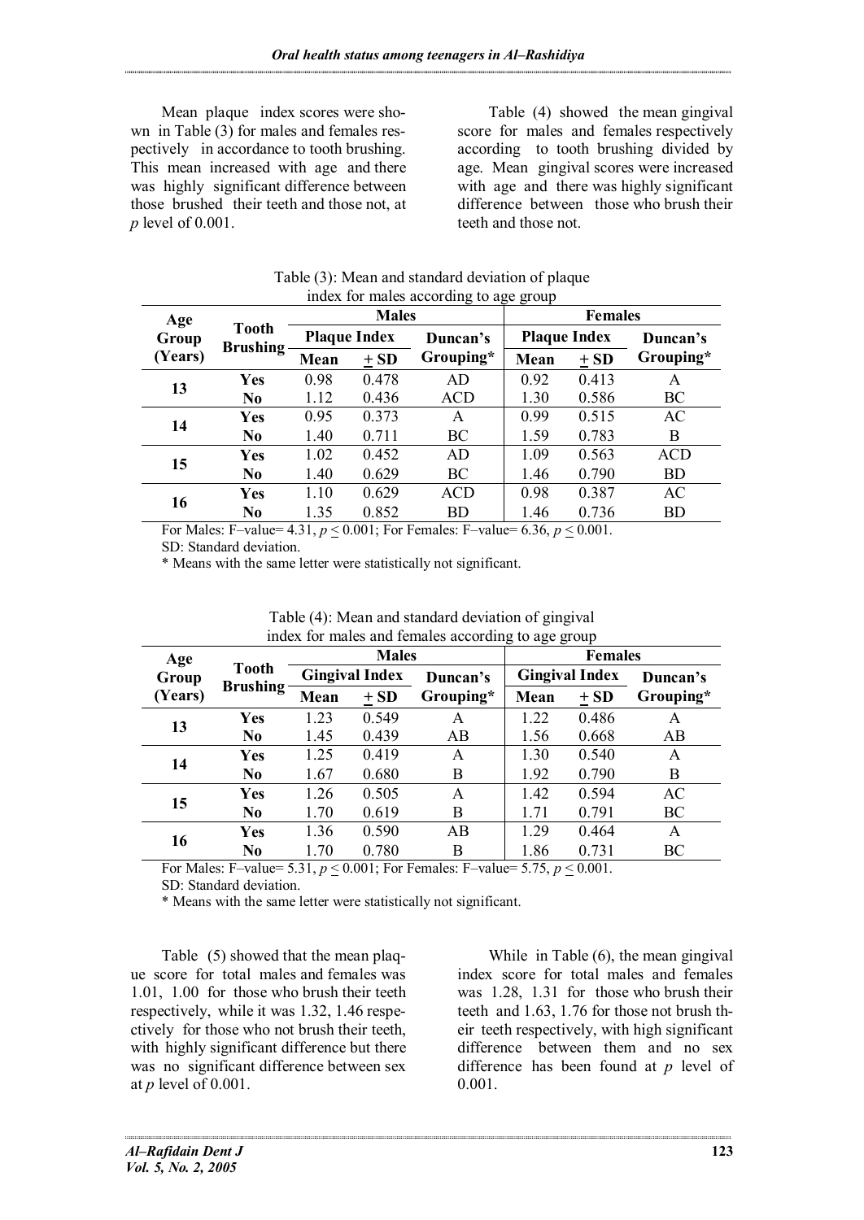Mean plaque index scores were shown in Table (3) for males and females respectively in accordance to tooth brushing. This mean increased with age and there was highly significant difference between those brushed their teeth and those not, at *p* level of 0.001.

Table (4) showed the mean gingival score for males and females respectively according to tooth brushing divided by age. Mean gingival scores were increased with age and there was highly significant difference between those who brush their teeth and those not.

Table (3): Mean and standard deviation of plaque index for males according to age group

| Age Group (Years) | Tooth Brushing | Males | | | Females | | |
|---|---|---|---|---|---|---|---|
| | | Plaque Index | | Duncan's Grouping* | Plaque Index | | Duncan's Grouping* |
| | | Mean | + SD | | Mean | + SD | |
| 13 | Yes | 0.98 | 0.478 | AD | 0.92 | 0.413 | A |
| | No | 1.12 | 0.436 | ACD | 1.30 | 0.586 | BC |
| 14 | Yes | 0.95 | 0.373 | A | 0.99 | 0.515 | AC |
| | No | 1.40 | 0.711 | BC | 1.59 | 0.783 | B |
| 15 | Yes | 1.02 | 0.452 | AD | 1.09 | 0.563 | ACD |
| | No | 1.40 | 0.629 | BC | 1.46 | 0.790 | BD |
| 16 | Yes | 1.10 | 0.629 | ACD | 0.98 | 0.387 | AC |
| | No | 1.35 | 0.852 | BD | 1.46 | 0.736 | BD |

For Males: F–value= 4.31, $p \leq 0.001$; For Females: F–value= 6.36, $p \leq 0.001$.

SD: Standard deviation.

\* Means with the same letter were statistically not significant.

Table (4): Mean and standard deviation of gingival index for males and females according to age group

| Age Group (Years) | Tooth Brushing | Males | | | Females | | |
|---|---|---|---|---|---|---|---|
| | | Gingival Index | | Duncan's Grouping* | Gingival Index | | Duncan's Grouping* |
| | | Mean | + SD | | Mean | + SD | |
| 13 | Yes | 1.23 | 0.549 | A | 1.22 | 0.486 | A |
| | No | 1.45 | 0.439 | AB | 1.56 | 0.668 | AB |
| 14 | Yes | 1.25 | 0.419 | A | 1.30 | 0.540 | A |
| | No | 1.67 | 0.680 | B | 1.92 | 0.790 | B |
| 15 | Yes | 1.26 | 0.505 | A | 1.42 | 0.594 | AC |
| | No | 1.70 | 0.619 | B | 1.71 | 0.791 | BC |
| 16 | Yes | 1.36 | 0.590 | AB | 1.29 | 0.464 | A |
| | No | 1.70 | 0.780 | B | 1.86 | 0.731 | BC |

For Males: F–value= 5.31, $p \leq 0.001$; For Females: F–value= 5.75, $p \leq 0.001$.

SD: Standard deviation.

\* Means with the same letter were statistically not significant.

Table (5) showed that the mean plaque score for total males and females was 1.01, 1.00 for those who brush their teeth respectively, while it was 1.32, 1.46 respectively for those who not brush their teeth, with highly significant difference but there was no significant difference between sex at *p* level of 0.001.

While in Table (6), the mean gingival index score for total males and females was 1.28, 1.31 for those who brush their teeth and 1.63, 1.76 for those not brush their teeth respectively, with high significant difference between them and no sex difference has been found at *p* level of 0.001.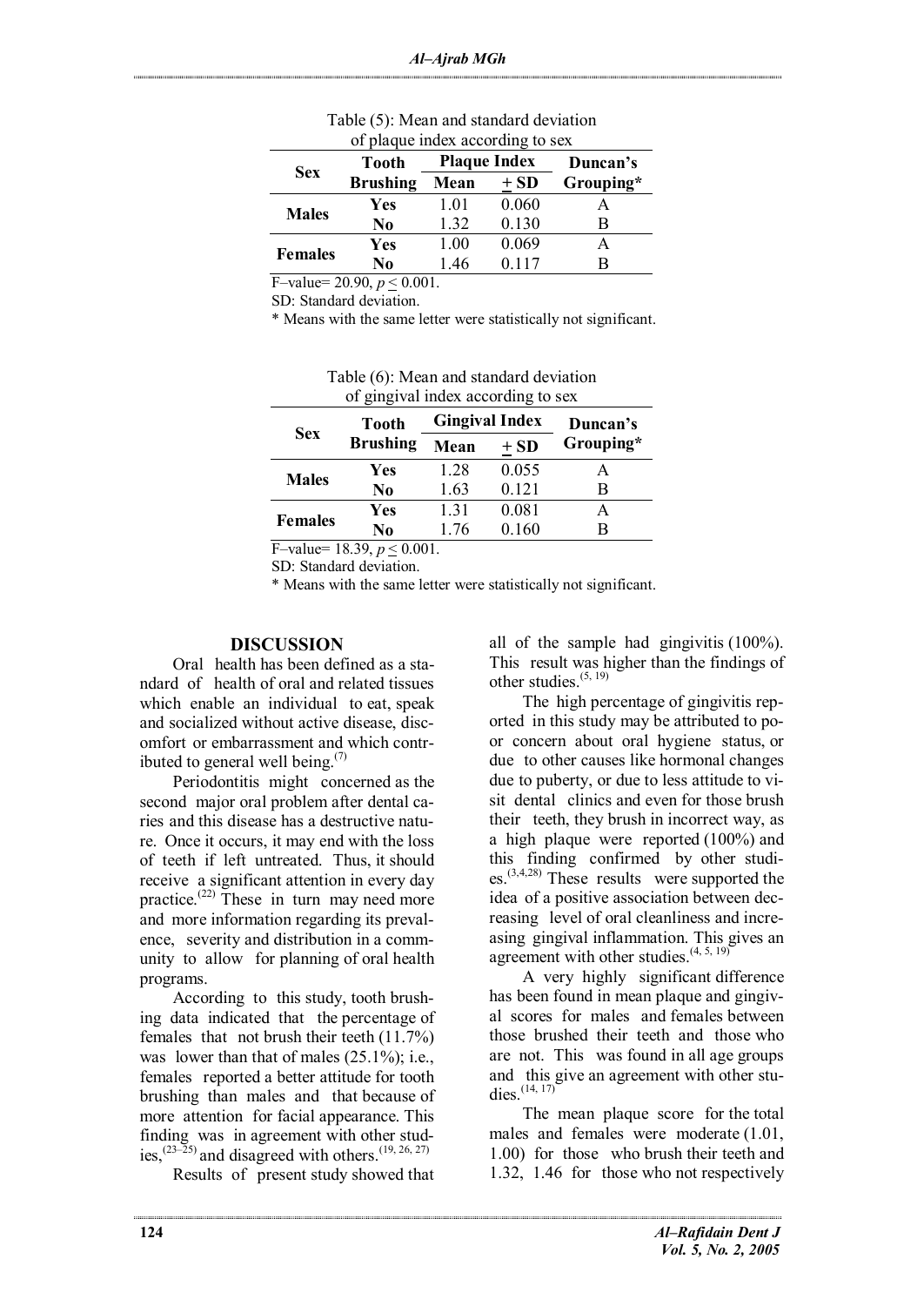Table (5): Mean and standard deviation of plaque index according to sex

| Sex | Tooth Brushing | Plaque Index | | Duncan's Grouping* |
|---|---|---|---|---|
| | | Mean | + SD | |
| Males | Yes | 1.01 | 0.060 | A |
| | No | 1.32 | 0.130 | B |
| Females | Yes | 1.00 | 0.069 | A |
| | No | 1.46 | 0.117 | B |

F–value= 20.90, $p \leq 0.001$.

SD: Standard deviation.

* Means with the same letter were statistically not significant.

Table (6): Mean and standard deviation of gingival index according to sex

| Sex | Tooth Brushing | Gingival Index | | Duncan's Grouping* |
|---|---|---|---|---|
| | | Mean | + SD | |
| Males | Yes | 1.28 | 0.055 | A |
| | No | 1.63 | 0.121 | B |
| Females | Yes | 1.31 | 0.081 | A |
| | No | 1.76 | 0.160 | B |

F–value= 18.39, $p \leq 0.001$.

SD: Standard deviation.

* Means with the same letter were statistically not significant.

## DISCUSSION

Oral health has been defined as a standard of health of oral and related tissues which enable an individual to eat, speak and socialized without active disease, discomfort or embarrassment and which contributed to general well being.[7]

Periodontitis might concerned as the second major oral problem after dental caries and this disease has a destructive nature. Once it occurs, it may end with the loss of teeth if left untreated. Thus, it should receive a significant attention in every day practice.[22] These in turn may need more and more information regarding its prevalence, severity and distribution in a community to allow for planning of oral health programs.

According to this study, tooth brushing data indicated that the percentage of females that not brush their teeth (11.7%) was lower than that of males (25.1%); i.e., females reported a better attitude for tooth brushing than males and that because of more attention for facial appearance. This finding was in agreement with other studies,[23–25] and disagreed with others.[19, 26, 27]

Results of present study showed that all of the sample had gingivitis (100%). This result was higher than the findings of other studies.[5, 19]

The high percentage of gingivitis reported in this study may be attributed to poor concern about oral hygiene status, or due to other causes like hormonal changes due to puberty, or due to less attitude to visit dental clinics and even for those brush their teeth, they brush in incorrect way, as a high plaque were reported (100%) and this finding confirmed by other studies.[3,4,28] These results were supported the idea of a positive association between decreasing level of oral cleanliness and increasing gingival inflammation. This gives an agreement with other studies.[4, 5, 19]

A very highly significant difference has been found in mean plaque and gingival scores for males and females between those brushed their teeth and those who are not. This was found in all age groups and this give an agreement with other studies.[14, 17]

The mean plaque score for the total males and females were moderate (1.01, 1.00) for those who brush their teeth and 1.32, 1.46 for those who not respectively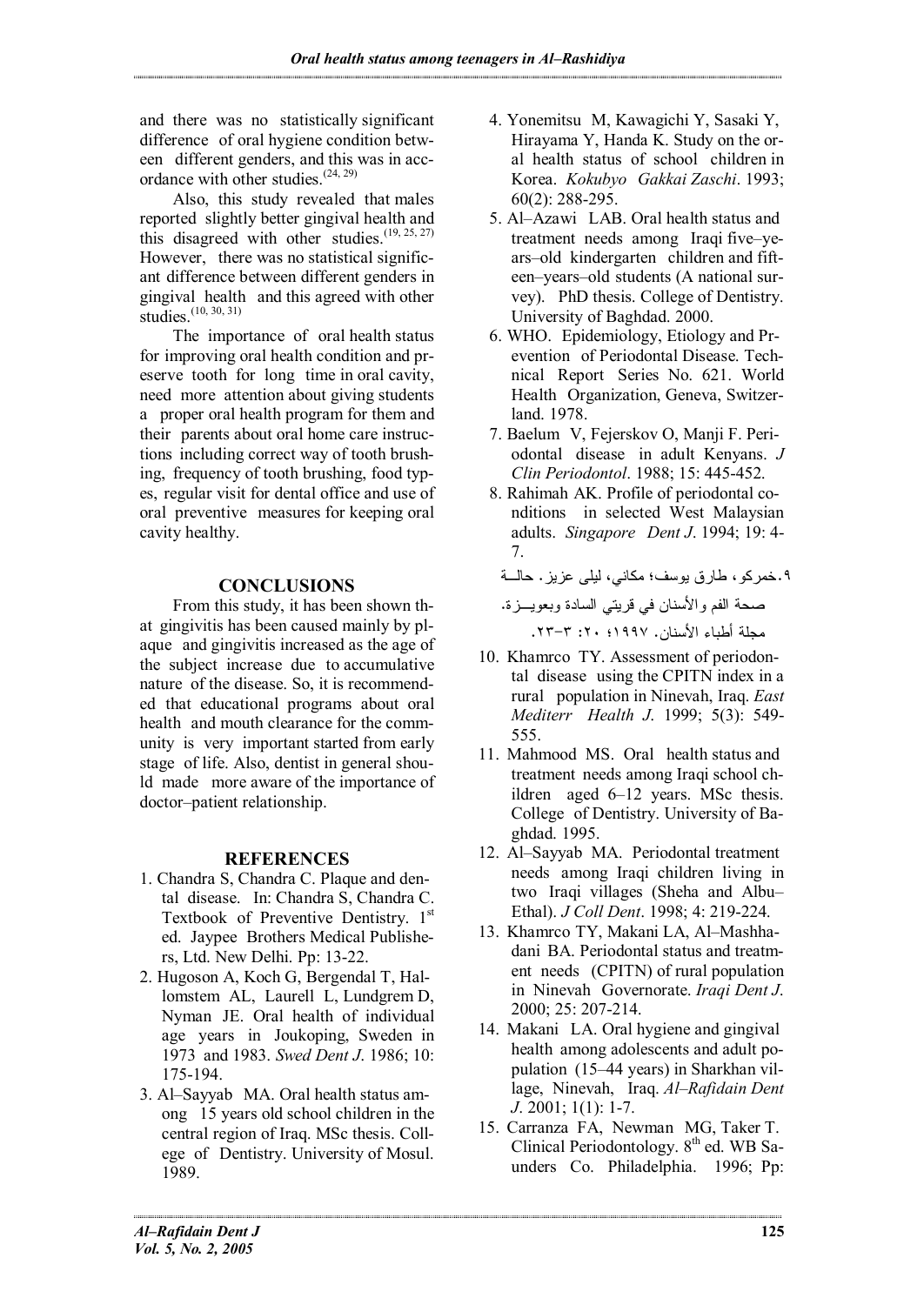and there was no statistically significant difference of oral hygiene condition between different genders, and this was in accordance with other studies.[24, 29]

Also, this study revealed that males reported slightly better gingival health and this disagreed with other studies.[19, 25, 27] However, there was no statistical significant difference between different genders in gingival health and this agreed with other studies.[10, 30, 31]

The importance of oral health status for improving oral health condition and preserve tooth for long time in oral cavity, need more attention about giving students a proper oral health program for them and their parents about oral home care instructions including correct way of tooth brushing, frequency of tooth brushing, food types, regular visit for dental office and use of oral preventive measures for keeping oral cavity healthy.

## CONCLUSIONS

From this study, it has been shown that gingivitis has been caused mainly by plaque and gingivitis increased as the age of the subject increase due to accumulative nature of the disease. So, it is recommended that educational programs about oral health and mouth clearance for the community is very important started from early stage of life. Also, dentist in general should made more aware of the importance of doctor–patient relationship.

## REFERENCES

1. Chandra S, Chandra C. Plaque and dental disease. In: Chandra S, Chandra C. Textbook of Preventive Dentistry. 1st ed. Jaypee Brothers Medical Publishers, Ltd. New Delhi. Pp: 13-22.
2. Hugoson A, Koch G, Bergendal T, Hallomstem AL, Laurell L, Lundgrem D, Nyman JE. Oral health of individual age years in Joukoping, Sweden in 1973 and 1983. *Swed Dent J*. 1986; 10: 175-194.
3. Al–Sayyab MA. Oral health status among 15 years old school children in the central region of Iraq. MSc thesis. College of Dentistry. University of Mosul. 1989.
4. Yonemitsu M, Kawagichi Y, Sasaki Y, Hirayama Y, Handa K. Study on the oral health status of school children in Korea. *Kokubyo Gakkai Zaschi*. 1993; 60(2): 288-295.
5. Al–Azawi LAB. Oral health status and treatment needs among Iraqi five–years–old kindergarten children and fifteen–years–old students (A national survey). PhD thesis. College of Dentistry. University of Baghdad. 2000.
6. WHO. Epidemiology, Etiology and Prevention of Periodontal Disease. Technical Report Series No. 621. World Health Organization, Geneva, Switzerland. 1978.
7. Baelum V, Fejerskov O, Manji F. Periodontal disease in adult Kenyans. *J Clin Periodontol*. 1988; 15: 445-452.
8. Rahimah AK. Profile of periodontal conditions in selected West Malaysian adults. *Singapore Dent J*. 1994; 19: 4-7.
9. خمركو، طارق يوسف؛ مكاني، ليلى عزيز. حالــة صحة الفم والأسنان في قريتي السادة وبعويــزة. مجلة أطباء الأسنان. ١٩٩٧؛ ٢٠: ٣-٢٣.
10. Khamrco TY. Assessment of periodontal disease using the CPITN index in a rural population in Ninevah, Iraq. *East Mediterr Health J*. 1999; 5(3): 549-555.
11. Mahmood MS. Oral health status and treatment needs among Iraqi school children aged 6–12 years. MSc thesis. College of Dentistry. University of Baghdad. 1995.
12. Al–Sayyab MA. Periodontal treatment needs among Iraqi children living in two Iraqi villages (Sheha and Albu–Ethal). *J Coll Dent*. 1998; 4: 219-224.
13. Khamrco TY, Makani LA, Al–Mashhadani BA. Periodontal status and treatment needs (CPITN) of rural population in Ninevah Governorate. *Iraqi Dent J*. 2000; 25: 207-214.
14. Makani LA. Oral hygiene and gingival health among adolescents and adult population (15–44 years) in Sharkhan village, Ninevah, Iraq. *Al–Rafidain Dent J*. 2001; 1(1): 1-7.
15. Carranza FA, Newman MG, Taker T. Clinical Periodontology. 8th ed. WB Saunders Co. Philadelphia. 1996; Pp: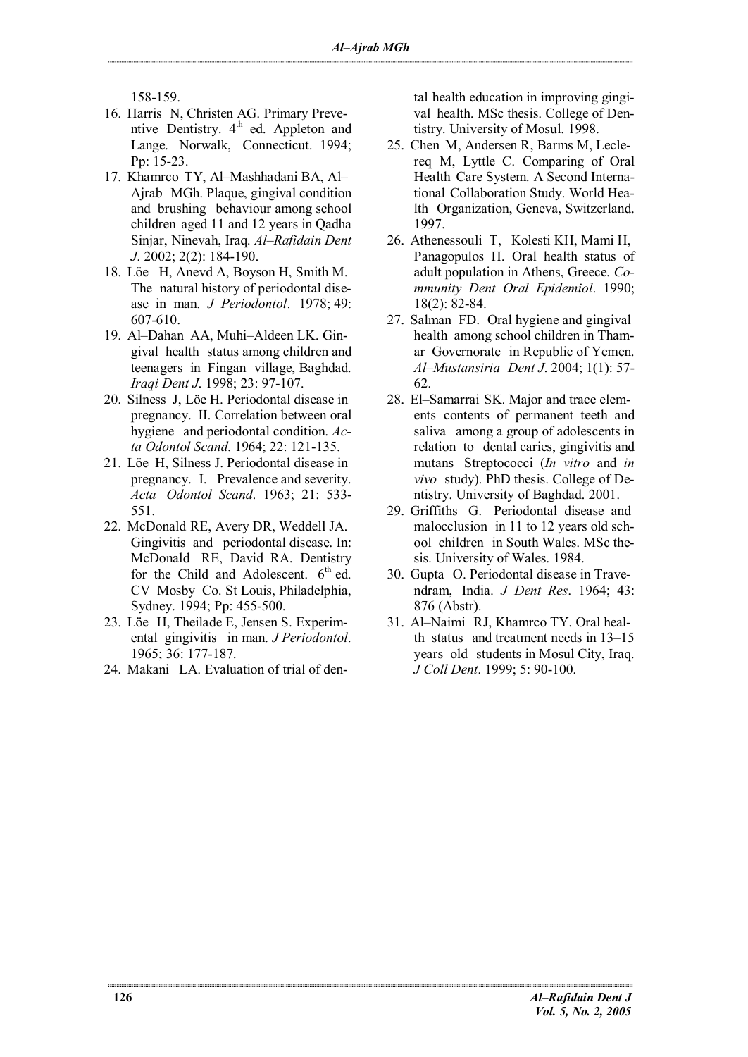158-159.

16. Harris N, Christen AG. Primary Preventive Dentistry. 4th ed. Appleton and Lange. Norwalk, Connecticut. 1994; Pp: 15-23.
17. Khamrco TY, Al–Mashhadani BA, Al–Ajrab MGh. Plaque, gingival condition and brushing behaviour among school children aged 11 and 12 years in Qadha Sinjar, Ninevah, Iraq. *Al–Rafidain Dent J*. 2002; 2(2): 184-190.
18. Löe H, Anevd A, Boyson H, Smith M. The natural history of periodontal disease in man. *J Periodontol*. 1978; 49: 607-610.
19. Al–Dahan AA, Muhi–Aldeen LK. Gingival health status among children and teenagers in Fingan village, Baghdad. *Iraqi Dent J*. 1998; 23: 97-107.
20. Silness J, Löe H. Periodontal disease in pregnancy. II. Correlation between oral hygiene and periodontal condition. *Acta Odontol Scand*. 1964; 22: 121-135.
21. Löe H, Silness J. Periodontal disease in pregnancy. I. Prevalence and severity. *Acta Odontol Scand*. 1963; 21: 533-551.
22. McDonald RE, Avery DR, Weddell JA. Gingivitis and periodontal disease. In: McDonald RE, David RA. Dentistry for the Child and Adolescent. 6th ed. CV Mosby Co. St Louis, Philadelphia, Sydney. 1994; Pp: 455-500.
23. Löe H, Theilade E, Jensen S. Experimental gingivitis in man. *J Periodontol*. 1965; 36: 177-187.
24. Makani LA. Evaluation of trial of dental health education in improving gingival health. MSc thesis. College of Dentistry. University of Mosul. 1998.
25. Chen M, Andersen R, Barms M, Leclereq M, Lyttle C. Comparing of Oral Health Care System. A Second International Collaboration Study. World Health Organization, Geneva, Switzerland. 1997.
26. Athenessouli T, Kolesti KH, Mami H, Panagopulos H. Oral health status of adult population in Athens, Greece. *Community Dent Oral Epidemiol*. 1990; 18(2): 82-84.
27. Salman FD. Oral hygiene and gingival health among school children in Thamar Governorate in Republic of Yemen. *Al–Mustansiria Dent J*. 2004; 1(1): 57-62.
28. El–Samarrai SK. Major and trace elements contents of permanent teeth and saliva among a group of adolescents in relation to dental caries, gingivitis and mutans Streptococci (*In vitro* and *in vivo* study). PhD thesis. College of Dentistry. University of Baghdad. 2001.
29. Griffiths G. Periodontal disease and malocclusion in 11 to 12 years old school children in South Wales. MSc thesis. University of Wales. 1984.
30. Gupta O. Periodontal disease in Travendram, India. *J Dent Res*. 1964; 43: 876 (Abstr).
31. Al–Naimi RJ, Khamrco TY. Oral health status and treatment needs in 13–15 years old students in Mosul City, Iraq. *J Coll Dent*. 1999; 5: 90-100.